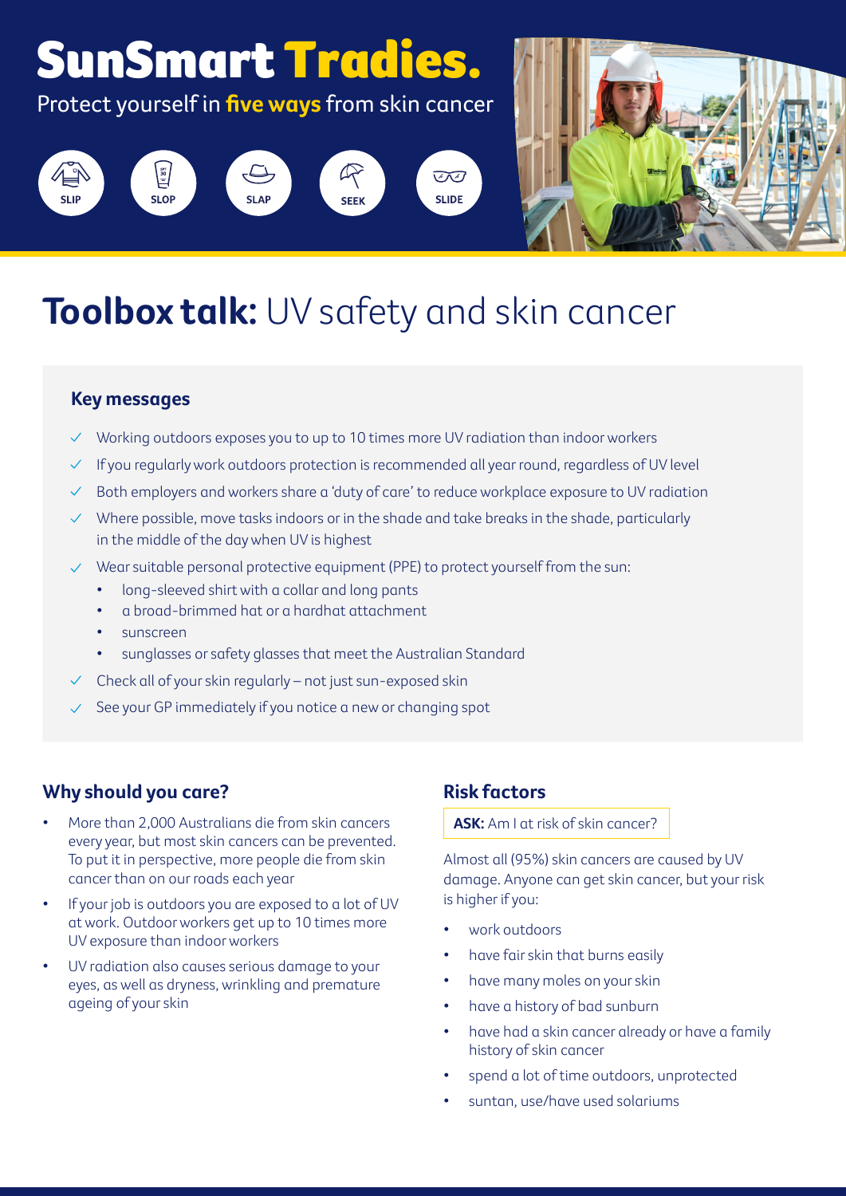# SunSmart Tradies.

Protect yourself in **five ways** from skin cancer

SLIP SLOP SLAP SEEK SLIDE

# **Toolbox talk:** UV safety and skin cancer

### Key messages

- ✓ Working outdoors exposes you to up to 10 times more UV radiation than indoor workers
- ✓ If you regularly work outdoors protection is recommended all year round, regardless of UV level
- ✓ Both employers and workers share a 'duty of care' to reduce workplace exposure to UV radiation
- ✓ Where possible, move tasks indoors or in the shade and take breaks in the shade, particularly in the middle of the day when UV is highest
- ✓ Wear suitable personal protective equipment (PPE) to protect yourself from the sun:
  - long-sleeved shirt with a collar and long pants
  - a broad-brimmed hat or a hardhat attachment
  - sunscreen
  - sunglasses or safety glasses that meet the Australian Standard
- ✓ Check all of your skin regularly – not just sun-exposed skin
- ✓ See your GP immediately if you notice a new or changing spot

## Why should you care?

- More than 2,000 Australians die from skin cancers every year, but most skin cancers can be prevented. To put it in perspective, more people die from skin cancer than on our roads each year
- If your job is outdoors you are exposed to a lot of UV at work. Outdoor workers get up to 10 times more UV exposure than indoor workers
- UV radiation also causes serious damage to your eyes, as well as dryness, wrinkling and premature ageing of your skin

## Risk factors

**ASK:** Am I at risk of skin cancer?

Almost all (95%) skin cancers are caused by UV damage. Anyone can get skin cancer, but your risk is higher if you:

- work outdoors
- have fair skin that burns easily
- have many moles on your skin
- have a history of bad sunburn
- have had a skin cancer already or have a family history of skin cancer
- spend a lot of time outdoors, unprotected
- suntan, use/have used solariums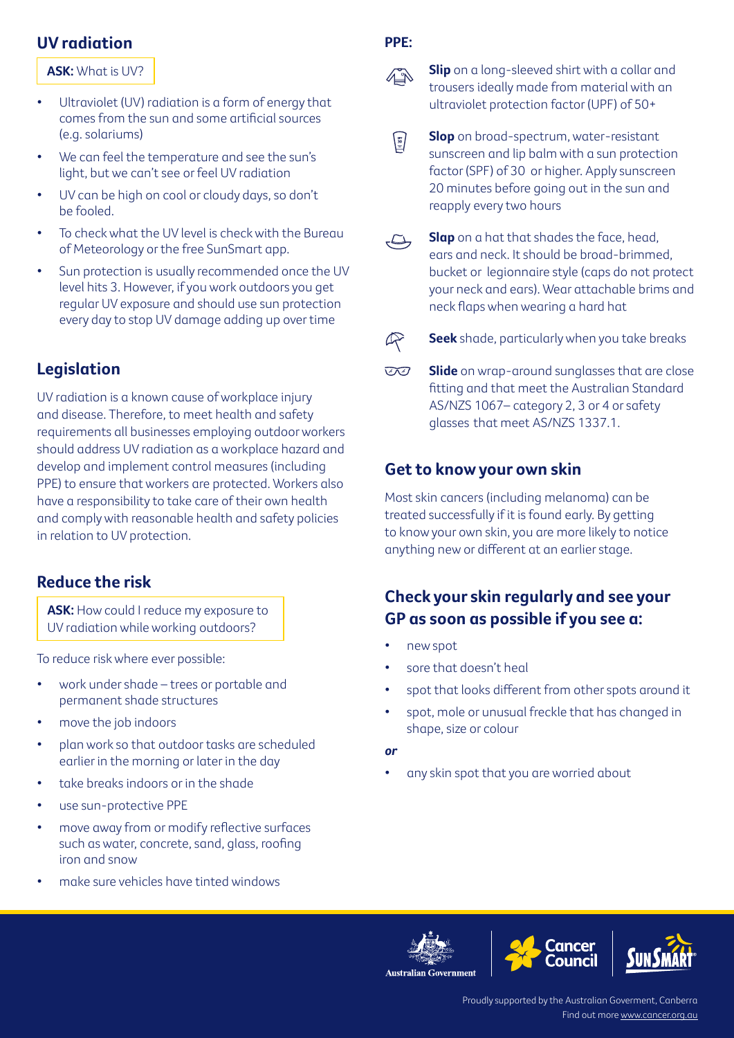## UV radiation

**ASK:** What is UV?

- Ultraviolet (UV) radiation is a form of energy that comes from the sun and some artificial sources (e.g. solariums)
- We can feel the temperature and see the sun's light, but we can't see or feel UV radiation
- UV can be high on cool or cloudy days, so don't be fooled.
- To check what the UV level is check with the Bureau of Meteorology or the free SunSmart app.
- Sun protection is usually recommended once the UV level hits 3. However, if you work outdoors you get regular UV exposure and should use sun protection every day to stop UV damage adding up over time

## Legislation

UV radiation is a known cause of workplace injury and disease. Therefore, to meet health and safety requirements all businesses employing outdoor workers should address UV radiation as a workplace hazard and develop and implement control measures (including PPE) to ensure that workers are protected. Workers also have a responsibility to take care of their own health and comply with reasonable health and safety policies in relation to UV protection.

## Reduce the risk

**ASK:** How could I reduce my exposure to UV radiation while working outdoors?

To reduce risk where ever possible:

- work under shade – trees or portable and permanent shade structures
- move the job indoors
- plan work so that outdoor tasks are scheduled earlier in the morning or later in the day
- take breaks indoors or in the shade
- use sun-protective PPE
- move away from or modify reflective surfaces such as water, concrete, sand, glass, roofing iron and snow
- make sure vehicles have tinted windows

**PPE:**

**Slip** on a long-sleeved shirt with a collar and trousers ideally made from material with an ultraviolet protection factor (UPF) of 50+

**Slop** on broad-spectrum, water-resistant sunscreen and lip balm with a sun protection factor (SPF) of 30 or higher. Apply sunscreen 20 minutes before going out in the sun and reapply every two hours

**Slap** on a hat that shades the face, head, ears and neck. It should be broad-brimmed, bucket or legionnaire style (caps do not protect your neck and ears). Wear attachable brims and neck flaps when wearing a hard hat

**Seek** shade, particularly when you take breaks

**Slide** on wrap-around sunglasses that are close fitting and that meet the Australian Standard AS/NZS 1067– category 2, 3 or 4 or safety glasses that meet AS/NZS 1337.1.

## Get to know your own skin

Most skin cancers (including melanoma) can be treated successfully if it is found early. By getting to know your own skin, you are more likely to notice anything new or different at an earlier stage.

## Check your skin regularly and see your GP as soon as possible if you see a:

- new spot
- sore that doesn't heal
- spot that looks different from other spots around it
- spot, mole or unusual freckle that has changed in shape, size or colour

***or***

- any skin spot that you are worried about

Australian Government | Cancer Council | SunSmart

Proudly supported by the Australian Goverment, Canberra
Find out more www.cancer.org.au